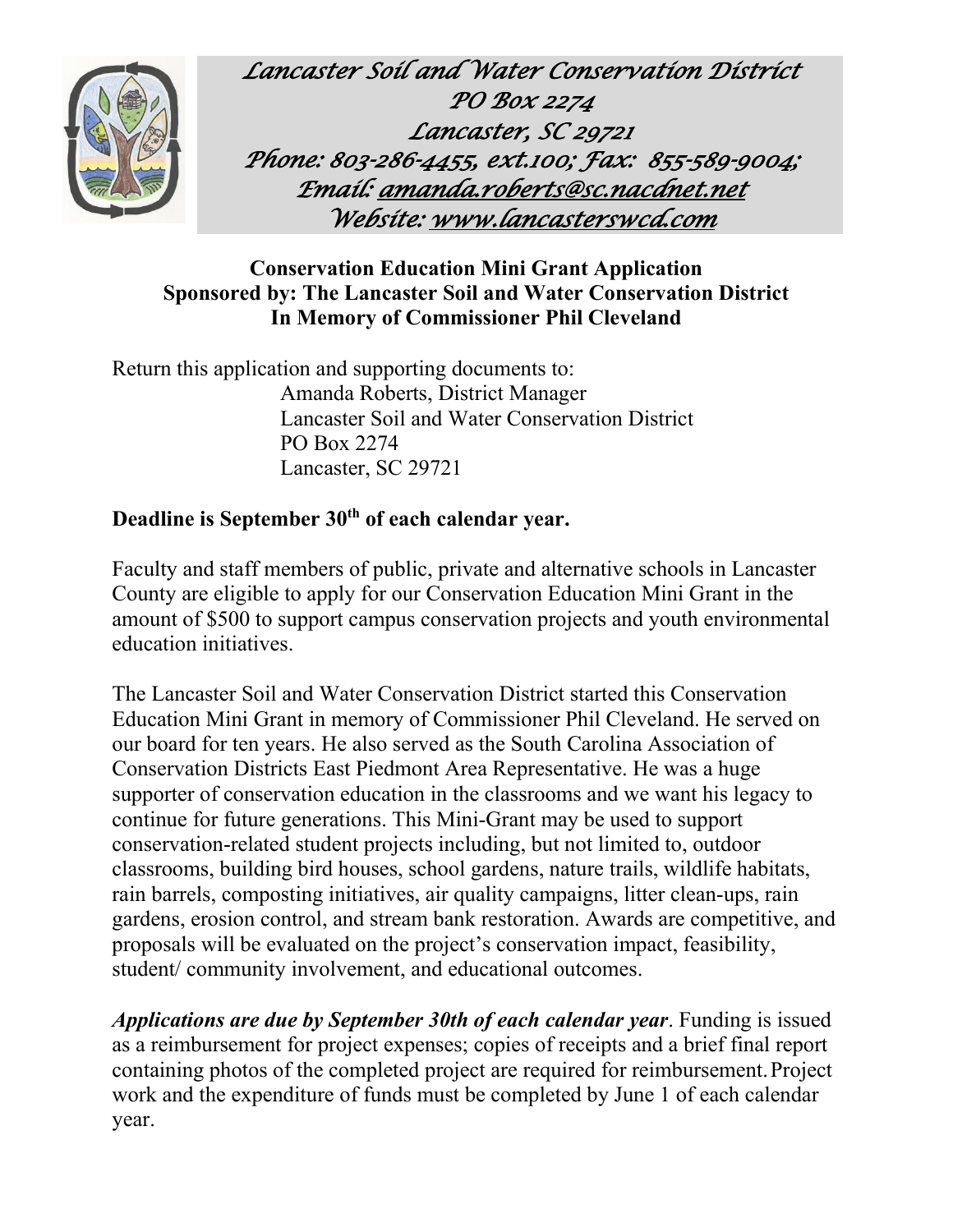*Lancaster Soil and Water Conservation District*
*PO Box 2274*
*Lancaster, SC 29721*
*Phone: 803-286-4455, ext.100; Fax: 855-589-9004;*
*Email: amanda.roberts@sc.nacdnet.net*
*Website: www.lancasterswcd.com*

**Conservation Education Mini Grant Application**
**Sponsored by: The Lancaster Soil and Water Conservation District**
**In Memory of Commissioner Phil Cleveland**

Return this application and supporting documents to:

Amanda Roberts, District Manager
Lancaster Soil and Water Conservation District
PO Box 2274
Lancaster, SC 29721

**Deadline is September 30th of each calendar year.**

Faculty and staff members of public, private and alternative schools in Lancaster County are eligible to apply for our Conservation Education Mini Grant in the amount of $500 to support campus conservation projects and youth environmental education initiatives.

The Lancaster Soil and Water Conservation District started this Conservation Education Mini Grant in memory of Commissioner Phil Cleveland. He served on our board for ten years. He also served as the South Carolina Association of Conservation Districts East Piedmont Area Representative. He was a huge supporter of conservation education in the classrooms and we want his legacy to continue for future generations. This Mini-Grant may be used to support conservation-related student projects including, but not limited to, outdoor classrooms, building bird houses, school gardens, nature trails, wildlife habitats, rain barrels, composting initiatives, air quality campaigns, litter clean-ups, rain gardens, erosion control, and stream bank restoration. Awards are competitive, and proposals will be evaluated on the project's conservation impact, feasibility, student/ community involvement, and educational outcomes.

***Applications are due by September 30th of each calendar year***. Funding is issued as a reimbursement for project expenses; copies of receipts and a brief final report containing photos of the completed project are required for reimbursement. Project work and the expenditure of funds must be completed by June 1 of each calendar year.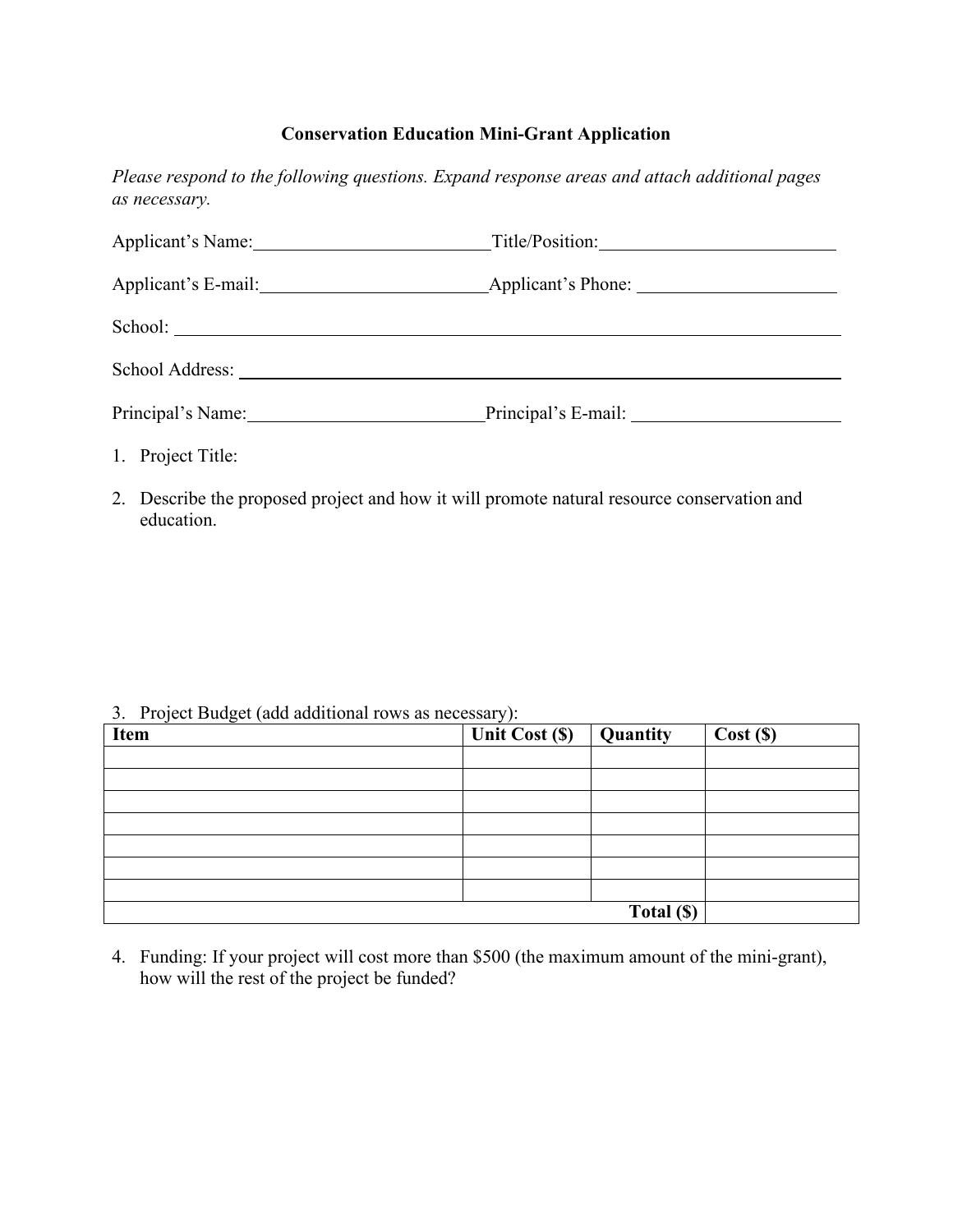# Conservation Education Mini-Grant Application

*Please respond to the following questions. Expand response areas and attach additional pages as necessary.*

Applicant's Name:\_\_\_\_\_\_\_\_\_\_\_\_\_\_\_\_\_\_\_\_\_\_\_\_\_\_ Title/Position:\_\_\_\_\_\_\_\_\_\_\_\_\_\_\_\_\_\_\_\_\_\_\_\_\_\_

Applicant's E-mail:\_\_\_\_\_\_\_\_\_\_\_\_\_\_\_\_\_\_\_\_\_\_\_\_\_ Applicant's Phone: \_\_\_\_\_\_\_\_\_\_\_\_\_\_\_\_\_\_\_\_\_\_

School: \_\_\_\_\_\_\_\_\_\_\_\_\_\_\_\_\_\_\_\_\_\_\_\_\_\_\_\_\_\_\_\_\_\_\_\_\_\_\_\_\_\_\_\_\_\_\_\_\_\_\_\_\_\_\_\_\_\_\_\_\_\_\_\_\_\_\_\_\_\_\_\_

School Address: \_\_\_\_\_\_\_\_\_\_\_\_\_\_\_\_\_\_\_\_\_\_\_\_\_\_\_\_\_\_\_\_\_\_\_\_\_\_\_\_\_\_\_\_\_\_\_\_\_\_\_\_\_\_\_\_\_\_\_\_\_\_\_\_\_

Principal's Name:\_\_\_\_\_\_\_\_\_\_\_\_\_\_\_\_\_\_\_\_\_\_\_\_\_\_ Principal's E-mail: \_\_\_\_\_\_\_\_\_\_\_\_\_\_\_\_\_\_\_\_\_\_\_

1. Project Title:

2. Describe the proposed project and how it will promote natural resource conservation and education.

3. Project Budget (add additional rows as necessary):

| Item | Unit Cost ($) | Quantity | Cost ($) |
|---|---|---|---|
| | | | |
| | | | |
| | | | |
| | | | |
| | | | |
| | | | |
| | | | |
| | | **Total ($)** | |

4. Funding: If your project will cost more than $500 (the maximum amount of the mini-grant), how will the rest of the project be funded?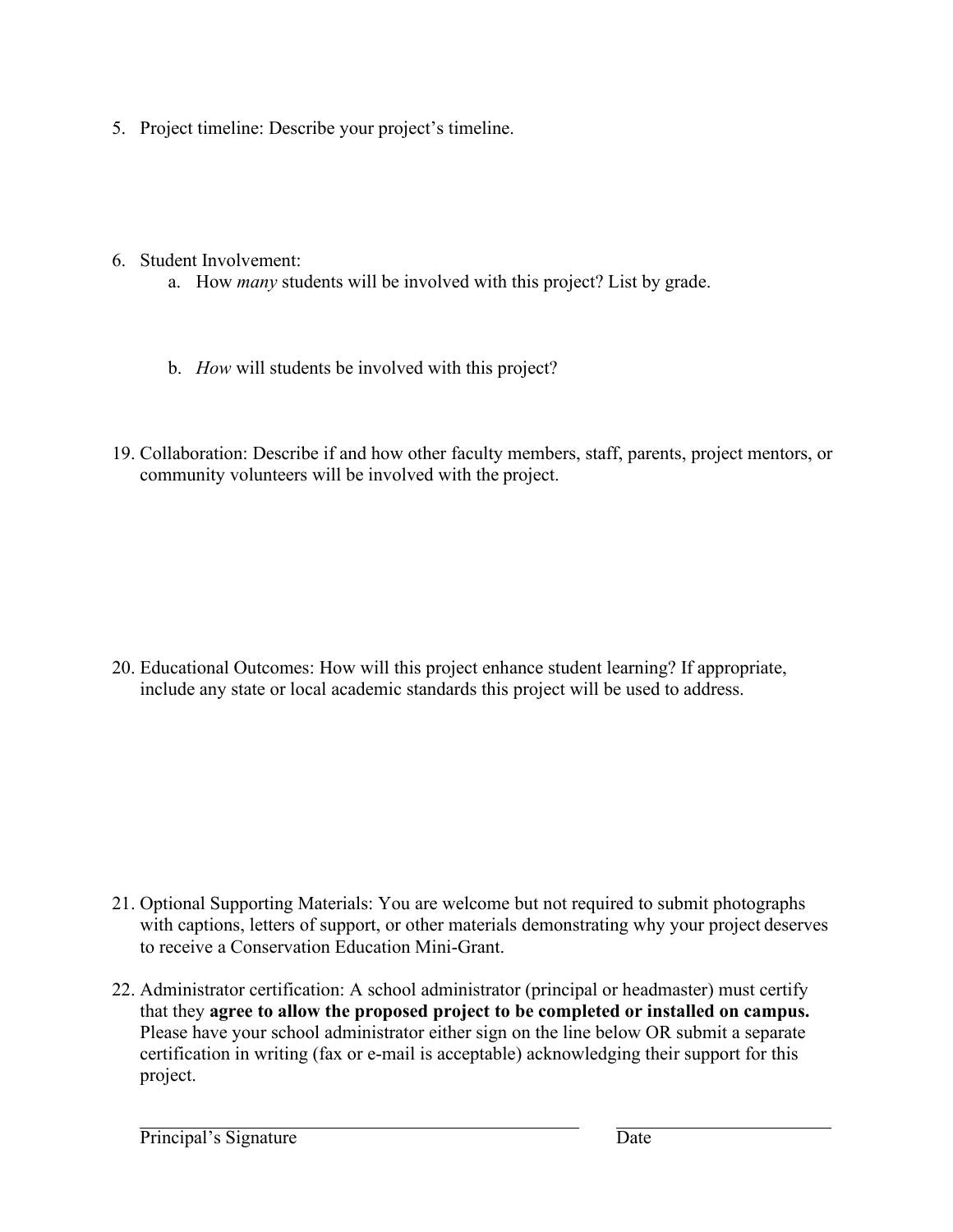5. Project timeline: Describe your project's timeline.

6. Student Involvement:
   a. How *many* students will be involved with this project? List by grade.

   b. *How* will students be involved with this project?

19. Collaboration: Describe if and how other faculty members, staff, parents, project mentors, or community volunteers will be involved with the project.

20. Educational Outcomes: How will this project enhance student learning? If appropriate, include any state or local academic standards this project will be used to address.

21. Optional Supporting Materials: You are welcome but not required to submit photographs with captions, letters of support, or other materials demonstrating why your project deserves to receive a Conservation Education Mini-Grant.

22. Administrator certification: A school administrator (principal or headmaster) must certify that they **agree to allow the proposed project to be completed or installed on campus.** Please have your school administrator either sign on the line below OR submit a separate certification in writing (fax or e-mail is acceptable) acknowledging their support for this project.

\_\_\_\_\_\_\_\_\_\_\_\_\_\_\_\_\_\_\_\_\_\_\_\_\_\_\_\_\_\_\_\_\_\_\_\_\_\_\_\_ &nbsp;&nbsp;&nbsp;&nbsp; \_\_\_\_\_\_\_\_\_\_\_\_\_\_\_\_\_\_\_\_

Principal's Signature &nbsp;&nbsp;&nbsp;&nbsp;&nbsp;&nbsp;&nbsp;&nbsp;&nbsp;&nbsp;&nbsp;&nbsp;&nbsp;&nbsp;&nbsp;&nbsp;&nbsp;&nbsp;&nbsp;&nbsp;&nbsp;&nbsp;&nbsp;&nbsp;&nbsp;&nbsp;&nbsp;&nbsp;&nbsp;&nbsp;&nbsp;&nbsp;&nbsp;&nbsp;&nbsp;&nbsp;&nbsp;&nbsp;&nbsp;&nbsp; Date